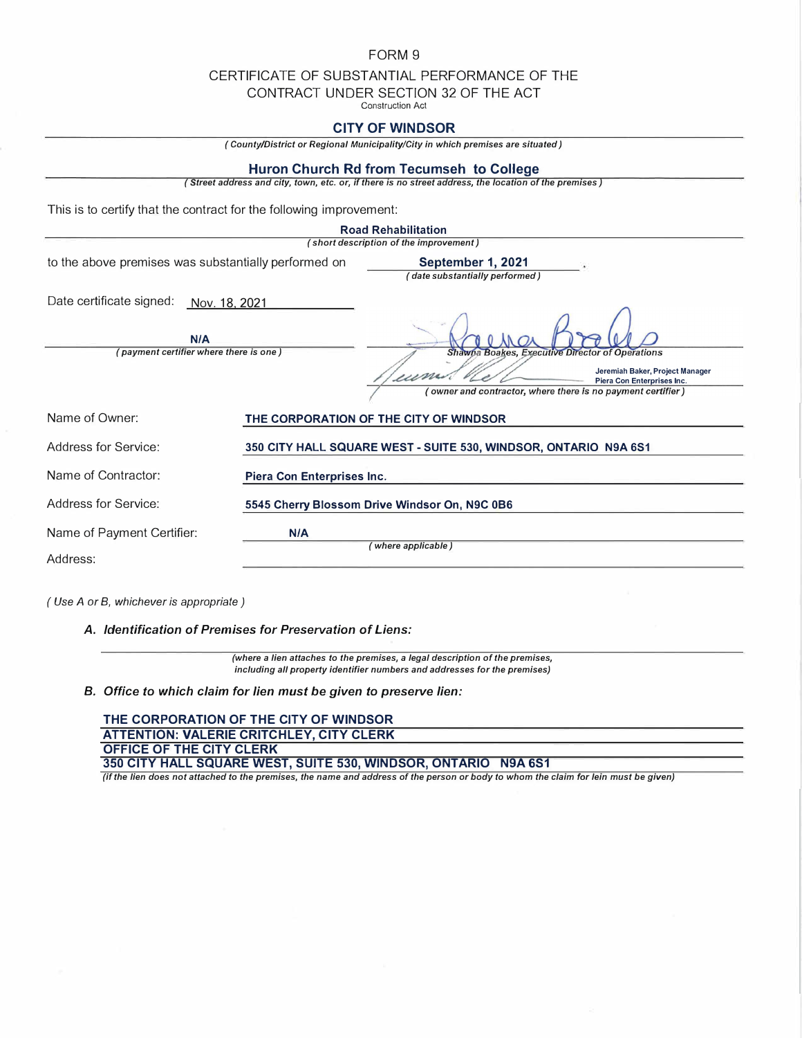# FORM 9

## CERTIFICATE OF SUBSTANTIAL PERFORMANCE OF THE CONTRACT UNDER SECTION 32 OF THE ACT

Construction Act

**CITY OF WINDSOR**

*( County/District or Regional Municipality/City in which premises are situated )*

**Huron Church Rd from Tecumseh to College**

*( Street address and city, town, etc. or, if there is no street address, the location of the premises )*

This is to certify that the contract for the following improvement:

**Road Rehabilitation**

*( short description of the improvement )*

to the above premises was substantially performed on **September 1, 2021**.

*( date substantially performed )*

Date certificate signed: Nov. 18, 2021

**N/A**

*( payment certifier where there is one )*

Shawna Boakes, Executive Director of Operations

**Jeremiah Baker, Project Manager**
**Piera Con Enterprises Inc.**

*( owner and contractor, where there is no payment certifier )*

Name of Owner: **THE CORPORATION OF THE CITY OF WINDSOR**

Address for Service: **350 CITY HALL SQUARE WEST - SUITE 530, WINDSOR, ONTARIO N9A 6S1**

Name of Contractor: **Piera Con Enterprises Inc.**

Address for Service: **5545 Cherry Blossom Drive Windsor On, N9C 0B6**

Name of Payment Certifier: **N/A** *( where applicable )*

Address:

*( Use A or B, whichever is appropriate )*

***A. Identification of Premises for Preservation of Liens:***

*(where a lien attaches to the premises, a legal description of the premises, including all property identifier numbers and addresses for the premises)*

***B. Office to which claim for lien must be given to preserve lien:***

**THE CORPORATION OF THE CITY OF WINDSOR**
**ATTENTION: VALERIE CRITCHLEY, CITY CLERK**
**OFFICE OF THE CITY CLERK**
**350 CITY HALL SQUARE WEST, SUITE 530, WINDSOR, ONTARIO N9A 6S1**

*(if the lien does not attached to the premises, the name and address of the person or body to whom the claim for lein must be given)*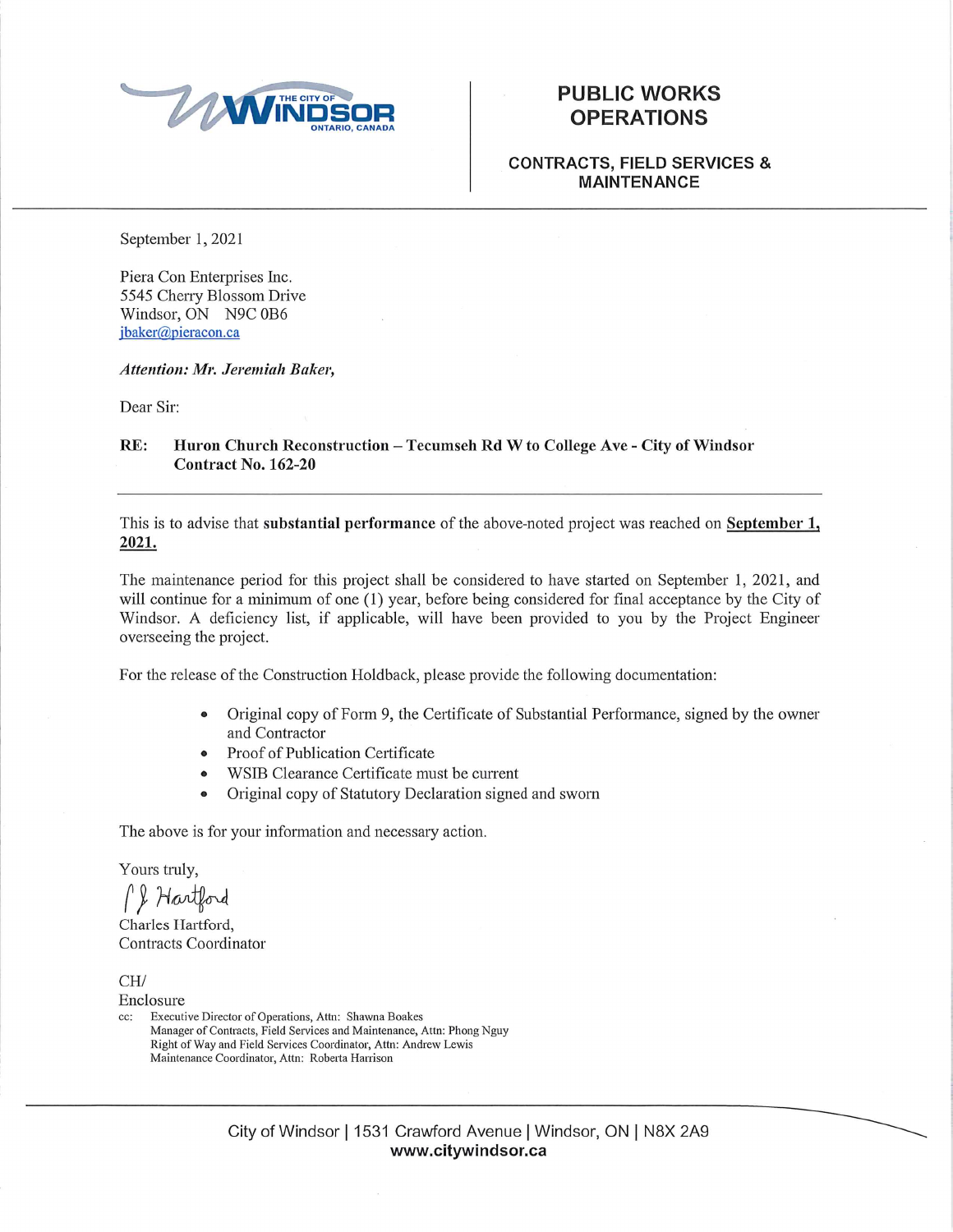THE CITY OF **WINDSOR** ONTARIO, CANADA

**PUBLIC WORKS OPERATIONS**

**CONTRACTS, FIELD SERVICES & MAINTENANCE**

---

September 1, 2021

Piera Con Enterprises Inc.
5545 Cherry Blossom Drive
Windsor, ON N9C 0B6
jbaker@pieracon.ca

*Attention: Mr. Jeremiah Baker,*

Dear Sir:

**RE: Huron Church Reconstruction – Tecumseh Rd W to College Ave - City of Windsor Contract No. 162-20**

---

This is to advise that **substantial performance** of the above-noted project was reached on **September 1, 2021.**

The maintenance period for this project shall be considered to have started on September 1, 2021, and will continue for a minimum of one (1) year, before being considered for final acceptance by the City of Windsor. A deficiency list, if applicable, will have been provided to you by the Project Engineer overseeing the project.

For the release of the Construction Holdback, please provide the following documentation:

- Original copy of Form 9, the Certificate of Substantial Performance, signed by the owner and Contractor
- Proof of Publication Certificate
- WSIB Clearance Certificate must be current
- Original copy of Statutory Declaration signed and sworn

The above is for your information and necessary action.

Yours truly,

C J Hartford

Charles Hartford,
Contracts Coordinator

CH/
Enclosure

cc: Executive Director of Operations, Attn: Shawna Boakes
Manager of Contracts, Field Services and Maintenance, Attn: Phong Nguy
Right of Way and Field Services Coordinator, Attn: Andrew Lewis
Maintenance Coordinator, Attn: Roberta Harrison

City of Windsor | 1531 Crawford Avenue | Windsor, ON | N8X 2A9
**www.citywindsor.ca**